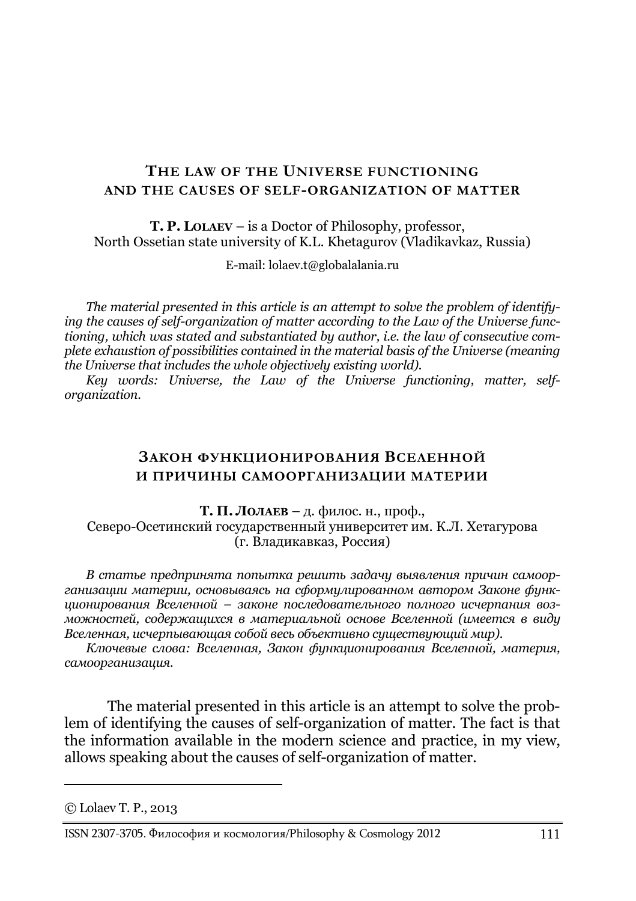## The law of the Universe functioning and the causes of self-organization of matter

**T. P. Lolaev** – is a Doctor of Philosophy, professor,
North Ossetian state university of K.L. Khetagurov (Vladikavkaz, Russia)

E-mail: lolaev.t@globalalania.ru

*The material presented in this article is an attempt to solve the problem of identifying the causes of self-organization of matter according to the Law of the Universe functioning, which was stated and substantiated by author, i.e. the law of consecutive complete exhaustion of possibilities contained in the material basis of the Universe (meaning the Universe that includes the whole objectively existing world).*

*Key words: Universe, the Law of the Universe functioning, matter, self-organization.*

## Закон функционирования Вселенной и причины самоорганизации материи

**Т. П. Лолаев** – д. филос. н., проф.,
Северо-Осетинский государственный университет им. К.Л. Хетагурова
(г. Владикавказ, Россия)

*В статье предпринята попытка решить задачу выявления причин самоорганизации материи, основываясь на сформулированном автором Законе функционирования Вселенной – законе последовательного полного исчерпания возможностей, содержащихся в материальной основе Вселенной (имеется в виду Вселенная, исчерпывающая собой весь объективно существующий мир).*

*Ключевые слова: Вселенная, Закон функционирования Вселенной, материя, самоорганизация.*

The material presented in this article is an attempt to solve the problem of identifying the causes of self-organization of matter. The fact is that the information available in the modern science and practice, in my view, allows speaking about the causes of self-organization of matter.

---

© Lolaev T. P., 2013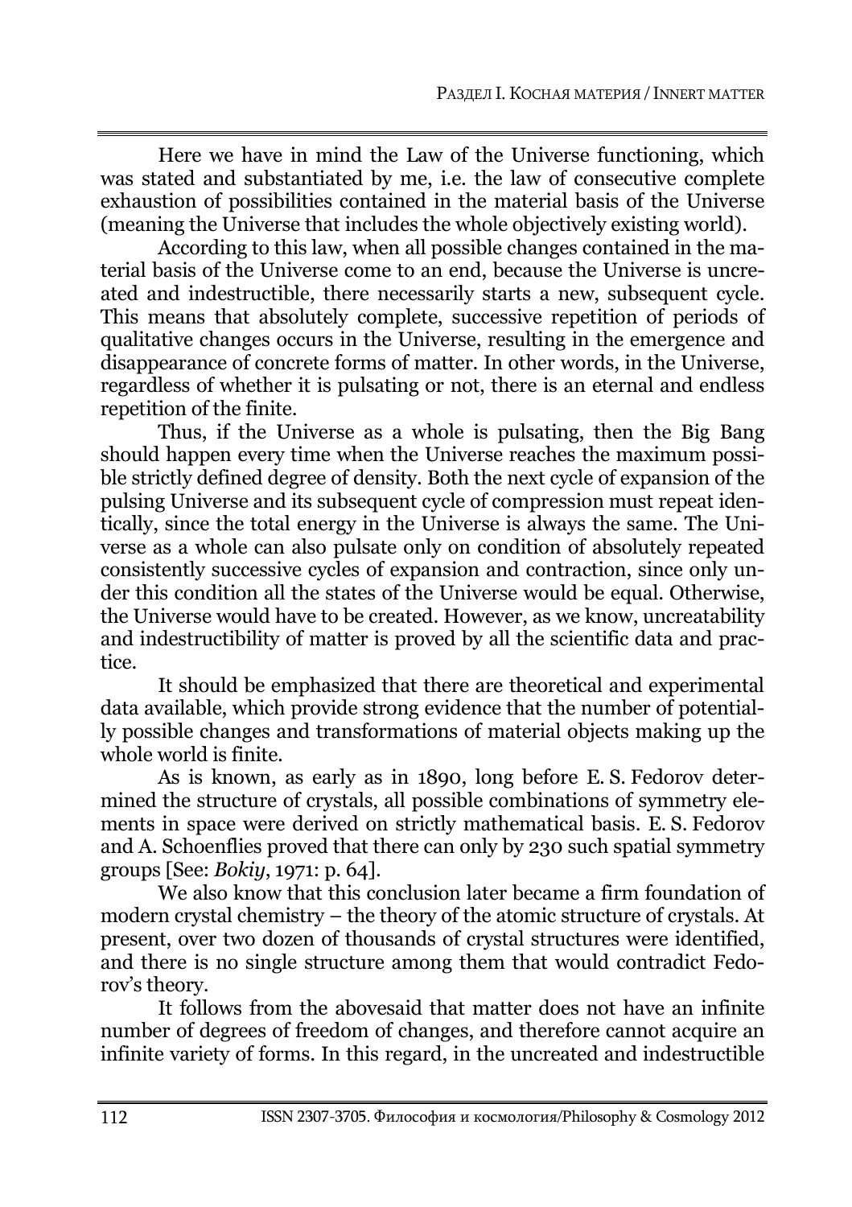Here we have in mind the Law of the Universe functioning, which was stated and substantiated by me, i.e. the law of consecutive complete exhaustion of possibilities contained in the material basis of the Universe (meaning the Universe that includes the whole objectively existing world).

According to this law, when all possible changes contained in the material basis of the Universe come to an end, because the Universe is uncreated and indestructible, there necessarily starts a new, subsequent cycle. This means that absolutely complete, successive repetition of periods of qualitative changes occurs in the Universe, resulting in the emergence and disappearance of concrete forms of matter. In other words, in the Universe, regardless of whether it is pulsating or not, there is an eternal and endless repetition of the finite.

Thus, if the Universe as a whole is pulsating, then the Big Bang should happen every time when the Universe reaches the maximum possible strictly defined degree of density. Both the next cycle of expansion of the pulsing Universe and its subsequent cycle of compression must repeat identically, since the total energy in the Universe is always the same. The Universe as a whole can also pulsate only on condition of absolutely repeated consistently successive cycles of expansion and contraction, since only under this condition all the states of the Universe would be equal. Otherwise, the Universe would have to be created. However, as we know, uncreatability and indestructibility of matter is proved by all the scientific data and practice.

It should be emphasized that there are theoretical and experimental data available, which provide strong evidence that the number of potentially possible changes and transformations of material objects making up the whole world is finite.

As is known, as early as in 1890, long before E. S. Fedorov determined the structure of crystals, all possible combinations of symmetry elements in space were derived on strictly mathematical basis. E. S. Fedorov and A. Schoenflies proved that there can only by 230 such spatial symmetry groups [See: *Bokiy*, 1971: p. 64].

We also know that this conclusion later became a firm foundation of modern crystal chemistry – the theory of the atomic structure of crystals. At present, over two dozen of thousands of crystal structures were identified, and there is no single structure among them that would contradict Fedorov's theory.

It follows from the abovesaid that matter does not have an infinite number of degrees of freedom of changes, and therefore cannot acquire an infinite variety of forms. In this regard, in the uncreated and indestructible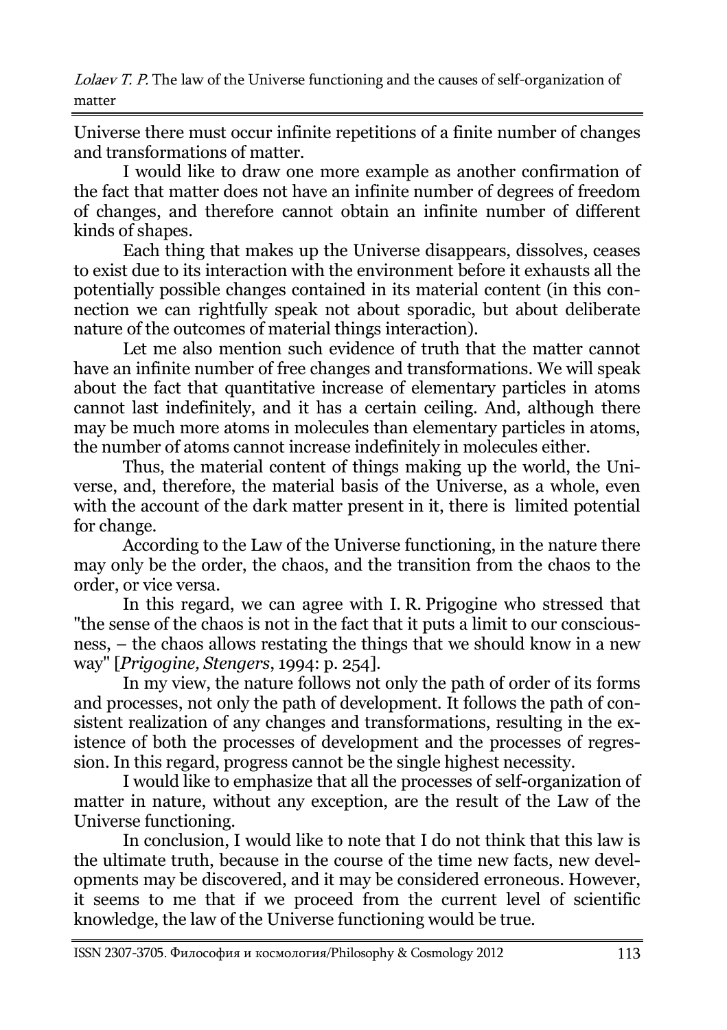Universe there must occur infinite repetitions of a finite number of changes and transformations of matter.

I would like to draw one more example as another confirmation of the fact that matter does not have an infinite number of degrees of freedom of changes, and therefore cannot obtain an infinite number of different kinds of shapes.

Each thing that makes up the Universe disappears, dissolves, ceases to exist due to its interaction with the environment before it exhausts all the potentially possible changes contained in its material content (in this connection we can rightfully speak not about sporadic, but about deliberate nature of the outcomes of material things interaction).

Let me also mention such evidence of truth that the matter cannot have an infinite number of free changes and transformations. We will speak about the fact that quantitative increase of elementary particles in atoms cannot last indefinitely, and it has a certain ceiling. And, although there may be much more atoms in molecules than elementary particles in atoms, the number of atoms cannot increase indefinitely in molecules either.

Thus, the material content of things making up the world, the Universe, and, therefore, the material basis of the Universe, as a whole, even with the account of the dark matter present in it, there is limited potential for change.

According to the Law of the Universe functioning, in the nature there may only be the order, the chaos, and the transition from the chaos to the order, or vice versa.

In this regard, we can agree with I. R. Prigogine who stressed that "the sense of the chaos is not in the fact that it puts a limit to our consciousness, – the chaos allows restating the things that we should know in a new way" [*Prigogine, Stengers*, 1994: p. 254].

In my view, the nature follows not only the path of order of its forms and processes, not only the path of development. It follows the path of consistent realization of any changes and transformations, resulting in the existence of both the processes of development and the processes of regression. In this regard, progress cannot be the single highest necessity.

I would like to emphasize that all the processes of self-organization of matter in nature, without any exception, are the result of the Law of the Universe functioning.

In conclusion, I would like to note that I do not think that this law is the ultimate truth, because in the course of the time new facts, new developments may be discovered, and it may be considered erroneous. However, it seems to me that if we proceed from the current level of scientific knowledge, the law of the Universe functioning would be true.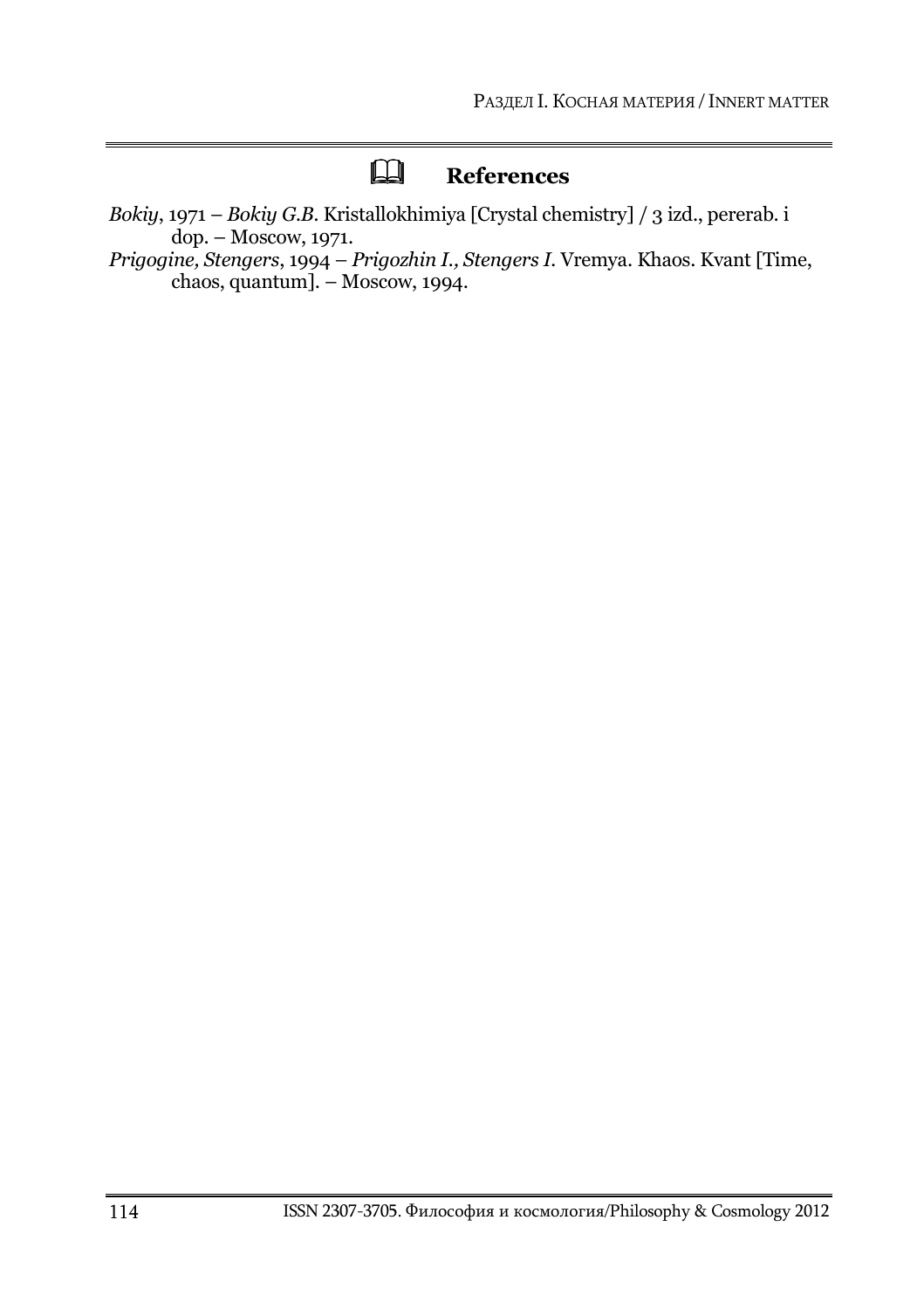## References

*Bokiy*, 1971 – *Bokiy G.B.* Kristallokhimiya [Crystal chemistry] / 3 izd., pererab. i dop. – Moscow, 1971.

*Prigogine, Stengers*, 1994 – *Prigozhin I., Stengers I.* Vremya. Khaos. Kvant [Time, chaos, quantum]. – Moscow, 1994.